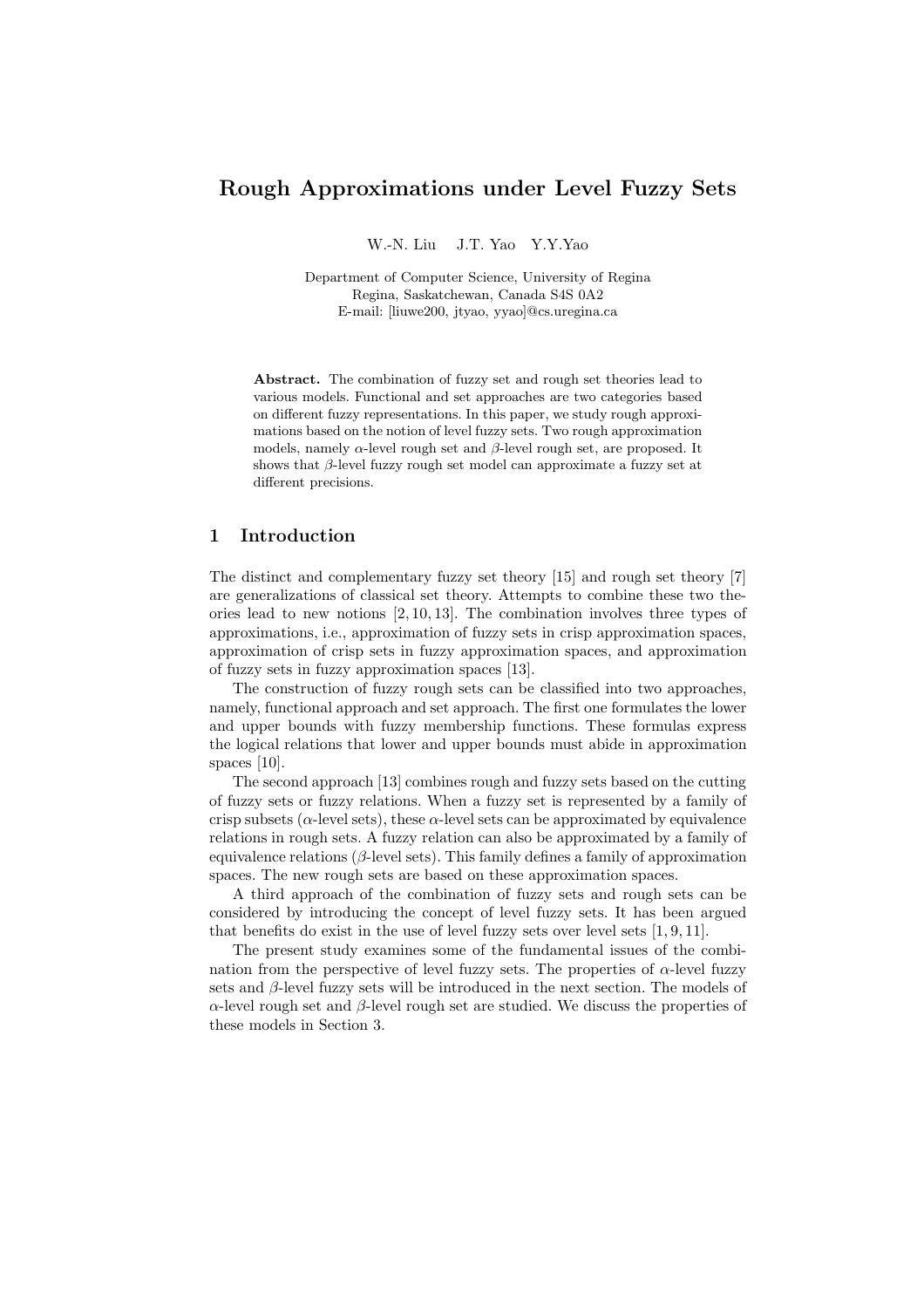# Rough Approximations under Level Fuzzy Sets

W.-N. Liu J.T. Yao Y.Y.Yao

Department of Computer Science, University of Regina
Regina, Saskatchewan, Canada S4S 0A2
E-mail: [liuwe200, jtyao, yyao]@cs.uregina.ca

**Abstract.** The combination of fuzzy set and rough set theories lead to various models. Functional and set approaches are two categories based on different fuzzy representations. In this paper, we study rough approximations based on the notion of level fuzzy sets. Two rough approximation models, namely $\alpha$-level rough set and $\beta$-level rough set, are proposed. It shows that $\beta$-level fuzzy rough set model can approximate a fuzzy set at different precisions.

## 1 Introduction

The distinct and complementary fuzzy set theory [15] and rough set theory [7] are generalizations of classical set theory. Attempts to combine these two theories lead to new notions [2, 10, 13]. The combination involves three types of approximations, i.e., approximation of fuzzy sets in crisp approximation spaces, approximation of crisp sets in fuzzy approximation spaces, and approximation of fuzzy sets in fuzzy approximation spaces [13].

The construction of fuzzy rough sets can be classified into two approaches, namely, functional approach and set approach. The first one formulates the lower and upper bounds with fuzzy membership functions. These formulas express the logical relations that lower and upper bounds must abide in approximation spaces [10].

The second approach [13] combines rough and fuzzy sets based on the cutting of fuzzy sets or fuzzy relations. When a fuzzy set is represented by a family of crisp subsets ($\alpha$-level sets), these $\alpha$-level sets can be approximated by equivalence relations in rough sets. A fuzzy relation can also be approximated by a family of equivalence relations ($\beta$-level sets). This family defines a family of approximation spaces. The new rough sets are based on these approximation spaces.

A third approach of the combination of fuzzy sets and rough sets can be considered by introducing the concept of level fuzzy sets. It has been argued that benefits do exist in the use of level fuzzy sets over level sets [1, 9, 11].

The present study examines some of the fundamental issues of the combination from the perspective of level fuzzy sets. The properties of $\alpha$-level fuzzy sets and $\beta$-level fuzzy sets will be introduced in the next section. The models of $\alpha$-level rough set and $\beta$-level rough set are studied. We discuss the properties of these models in Section 3.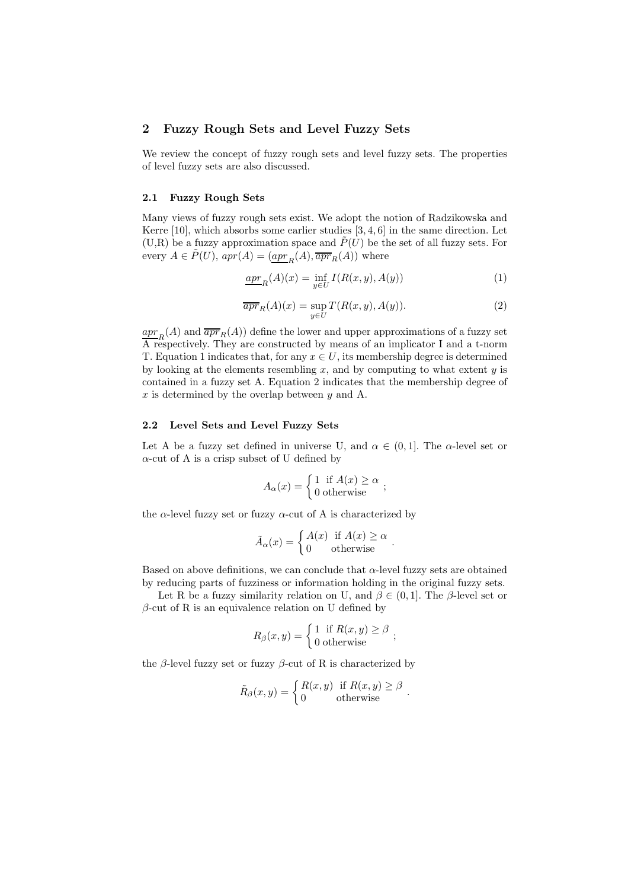## 2 Fuzzy Rough Sets and Level Fuzzy Sets

We review the concept of fuzzy rough sets and level fuzzy sets. The properties of level fuzzy sets are also discussed.

### 2.1 Fuzzy Rough Sets

Many views of fuzzy rough sets exist. We adopt the notion of Radzikowska and Kerre [10], which absorbs some earlier studies [3, 4, 6] in the same direction. Let (U,R) be a fuzzy approximation space and $\tilde{P}(U)$ be the set of all fuzzy sets. For every $A \in \tilde{P}(U)$, $apr(A) = (\underline{apr}_R(A), \overline{apr}_R(A))$ where

$$\underline{apr}_R(A)(x) = \inf_{y \in U} I(R(x,y), A(y)) \tag{1}$$

$$\overline{apr}_R(A)(x) = \sup_{y \in U} T(R(x,y), A(y)). \tag{2}$$

$\underline{apr}_R(A)$ and $\overline{apr}_R(A)$) define the lower and upper approximations of a fuzzy set A respectively. They are constructed by means of an implicator I and a t-norm T. Equation 1 indicates that, for any $x \in U$, its membership degree is determined by looking at the elements resembling $x$, and by computing to what extent $y$ is contained in a fuzzy set A. Equation 2 indicates that the membership degree of $x$ is determined by the overlap between $y$ and A.

### 2.2 Level Sets and Level Fuzzy Sets

Let A be a fuzzy set defined in universe U, and $\alpha \in (0, 1]$. The $\alpha$-level set or $\alpha$-cut of A is a crisp subset of U defined by

$$A_\alpha(x) = \begin{cases} 1 & \text{if } A(x) \geq \alpha \\ 0 & \text{otherwise} \end{cases};$$

the $\alpha$-level fuzzy set or fuzzy $\alpha$-cut of A is characterized by

$$\tilde{A}_\alpha(x) = \begin{cases} A(x) & \text{if } A(x) \geq \alpha \\ 0 & \text{otherwise} \end{cases}.$$

Based on above definitions, we can conclude that $\alpha$-level fuzzy sets are obtained by reducing parts of fuzziness or information holding in the original fuzzy sets.

Let R be a fuzzy similarity relation on U, and $\beta \in (0, 1]$. The $\beta$-level set or $\beta$-cut of R is an equivalence relation on U defined by

$$R_\beta(x,y) = \begin{cases} 1 & \text{if } R(x,y) \geq \beta \\ 0 & \text{otherwise} \end{cases};$$

the $\beta$-level fuzzy set or fuzzy $\beta$-cut of R is characterized by

$$\tilde{R}_\beta(x,y) = \begin{cases} R(x,y) & \text{if } R(x,y) \geq \beta \\ 0 & \text{otherwise} \end{cases}.$$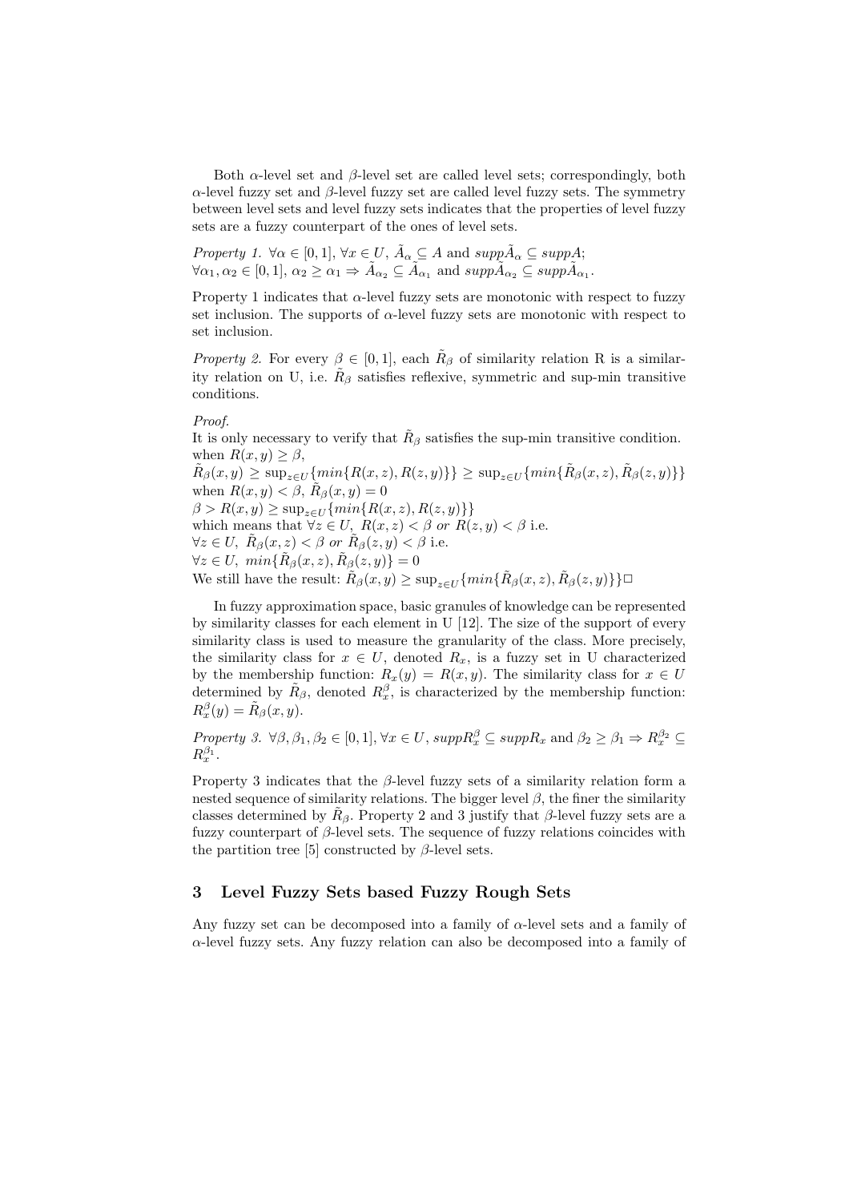Both $\alpha$-level set and $\beta$-level set are called level sets; correspondingly, both $\alpha$-level fuzzy set and $\beta$-level fuzzy set are called level fuzzy sets. The symmetry between level sets and level fuzzy sets indicates that the properties of level fuzzy sets are a fuzzy counterpart of the ones of level sets.

*Property 1.* $\forall \alpha \in [0,1]$, $\forall x \in U$, $\tilde{A}_\alpha \subseteq A$ and $supp\tilde{A}_\alpha \subseteq suppA$;
$\forall \alpha_1, \alpha_2 \in [0,1]$, $\alpha_2 \geq \alpha_1 \Rightarrow \tilde{A}_{\alpha_2} \subseteq \tilde{A}_{\alpha_1}$ and $supp\tilde{A}_{\alpha_2} \subseteq supp\tilde{A}_{\alpha_1}$.

Property 1 indicates that $\alpha$-level fuzzy sets are monotonic with respect to fuzzy set inclusion. The supports of $\alpha$-level fuzzy sets are monotonic with respect to set inclusion.

*Property 2.* For every $\beta \in [0,1]$, each $\tilde{R}_\beta$ of similarity relation R is a similarity relation on U, i.e. $\tilde{R}_\beta$ satisfies reflexive, symmetric and sup-min transitive conditions.

*Proof.*
It is only necessary to verify that $\tilde{R}_\beta$ satisfies the sup-min transitive condition.
when $R(x,y) \geq \beta$,
$\tilde{R}_\beta(x,y) \geq \sup_{z \in U}\{min\{R(x,z), R(z,y)\}\} \geq \sup_{z \in U}\{min\{\tilde{R}_\beta(x,z), \tilde{R}_\beta(z,y)\}\}$
when $R(x,y) < \beta$, $\tilde{R}_\beta(x,y) = 0$
$\beta > R(x,y) \geq \sup_{z \in U}\{min\{R(x,z), R(z,y)\}\}$
which means that $\forall z \in U,\ R(x,z) < \beta$ *or* $R(z,y) < \beta$ i.e.
$\forall z \in U,\ \tilde{R}_\beta(x,z) < \beta$ *or* $\tilde{R}_\beta(z,y) < \beta$ i.e.
$\forall z \in U,\ min\{\tilde{R}_\beta(x,z), \tilde{R}_\beta(z,y)\} = 0$
We still have the result: $\tilde{R}_\beta(x,y) \geq \sup_{z \in U}\{min\{\tilde{R}_\beta(x,z), \tilde{R}_\beta(z,y)\}\}$□

In fuzzy approximation space, basic granules of knowledge can be represented by similarity classes for each element in U [12]. The size of the support of every similarity class is used to measure the granularity of the class. More precisely, the similarity class for $x \in U$, denoted $R_x$, is a fuzzy set in U characterized by the membership function: $R_x(y) = R(x,y)$. The similarity class for $x \in U$ determined by $\tilde{R}_\beta$, denoted $R_x^\beta$, is characterized by the membership function: $R_x^\beta(y) = \tilde{R}_\beta(x,y)$.

*Property 3.* $\forall \beta, \beta_1, \beta_2 \in [0,1]$, $\forall x \in U$, $suppR_x^\beta \subseteq suppR_x$ and $\beta_2 \geq \beta_1 \Rightarrow R_x^{\beta_2} \subseteq R_x^{\beta_1}$.

Property 3 indicates that the $\beta$-level fuzzy sets of a similarity relation form a nested sequence of similarity relations. The bigger level $\beta$, the finer the similarity classes determined by $\tilde{R}_\beta$. Property 2 and 3 justify that $\beta$-level fuzzy sets are a fuzzy counterpart of $\beta$-level sets. The sequence of fuzzy relations coincides with the partition tree [5] constructed by $\beta$-level sets.

## 3 Level Fuzzy Sets based Fuzzy Rough Sets

Any fuzzy set can be decomposed into a family of $\alpha$-level sets and a family of $\alpha$-level fuzzy sets. Any fuzzy relation can also be decomposed into a family of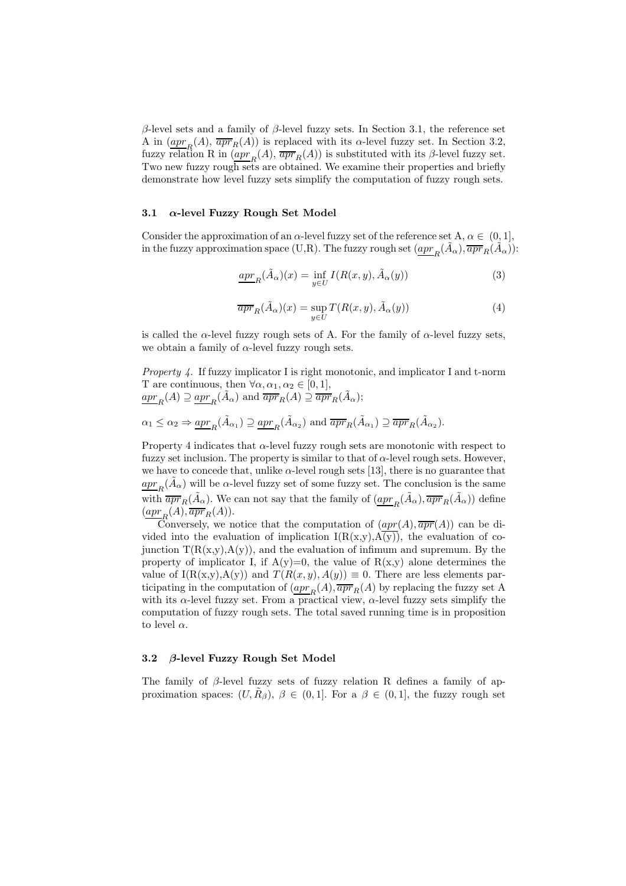$\beta$-level sets and a family of $\beta$-level fuzzy sets. In Section 3.1, the reference set A in ($\underline{apr}_R(A)$, $\overline{apr}_R(A)$) is replaced with its $\alpha$-level fuzzy set. In Section 3.2, fuzzy relation R in ($\underline{apr}_R(A)$, $\overline{apr}_R(A)$) is substituted with its $\beta$-level fuzzy set. Two new fuzzy rough sets are obtained. We examine their properties and briefly demonstrate how level fuzzy sets simplify the computation of fuzzy rough sets.

### 3.1 $\alpha$-level Fuzzy Rough Set Model

Consider the approximation of an $\alpha$-level fuzzy set of the reference set A, $\alpha \in (0, 1]$, in the fuzzy approximation space (U,R). The fuzzy rough set $(\underline{apr}_R(\tilde{A}_\alpha), \overline{apr}_R(\tilde{A}_\alpha))$:

$$\underline{apr}_R(\tilde{A}_\alpha)(x) = \inf_{y \in U} I(R(x, y), \tilde{A}_\alpha(y)) \tag{3}$$

$$\overline{apr}_R(\tilde{A}_\alpha)(x) = \sup_{y \in U} T(R(x, y), \tilde{A}_\alpha(y)) \tag{4}$$

is called the $\alpha$-level fuzzy rough sets of A. For the family of $\alpha$-level fuzzy sets, we obtain a family of $\alpha$-level fuzzy rough sets.

*Property 4.* If fuzzy implicator I is right monotonic, and implicator I and t-norm T are continuous, then $\forall \alpha, \alpha_1, \alpha_2 \in [0, 1]$,
$\underline{apr}_R(A) \supseteq \underline{apr}_R(\tilde{A}_\alpha)$ and $\overline{apr}_R(A) \supseteq \overline{apr}_R(\tilde{A}_\alpha)$;

$\alpha_1 \leq \alpha_2 \Rightarrow \underline{apr}_R(\tilde{A}_{\alpha_1}) \supseteq \underline{apr}_R(\tilde{A}_{\alpha_2})$ and $\overline{apr}_R(\tilde{A}_{\alpha_1}) \supseteq \overline{apr}_R(\tilde{A}_{\alpha_2})$.

Property 4 indicates that $\alpha$-level fuzzy rough sets are monotonic with respect to fuzzy set inclusion. The property is similar to that of $\alpha$-level rough sets. However, we have to concede that, unlike $\alpha$-level rough sets [13], there is no guarantee that $\underline{apr}_R(\tilde{A}_\alpha)$ will be $\alpha$-level fuzzy set of some fuzzy set. The conclusion is the same with $\overline{apr}_R(\tilde{A}_\alpha)$. We can not say that the family of $(\underline{apr}_R(\tilde{A}_\alpha), \overline{apr}_R(\tilde{A}_\alpha))$ define $(\underline{apr}_R(A), \overline{apr}_R(A))$.

Conversely, we notice that the computation of $(\underline{apr}(A), \overline{apr}(A))$ can be divided into the evaluation of implication I(R(x,y),A(y)), the evaluation of co-junction T(R(x,y),A(y)), and the evaluation of infimum and supremum. By the property of implicator I, if A(y)=0, the value of R(x,y) alone determines the value of I(R(x,y),A(y)) and $T(R(x, y), A(y)) \equiv 0$. There are less elements participating in the computation of $(\underline{apr}_R(A), \overline{apr}_R(A)$ by replacing the fuzzy set A with its $\alpha$-level fuzzy set. From a practical view, $\alpha$-level fuzzy sets simplify the computation of fuzzy rough sets. The total saved running time is in proposition to level $\alpha$.

### 3.2 $\beta$-level Fuzzy Rough Set Model

The family of $\beta$-level fuzzy sets of fuzzy relation R defines a family of approximation spaces: $(U, \tilde{R}_\beta)$, $\beta \in (0, 1]$. For a $\beta \in (0, 1]$, the fuzzy rough set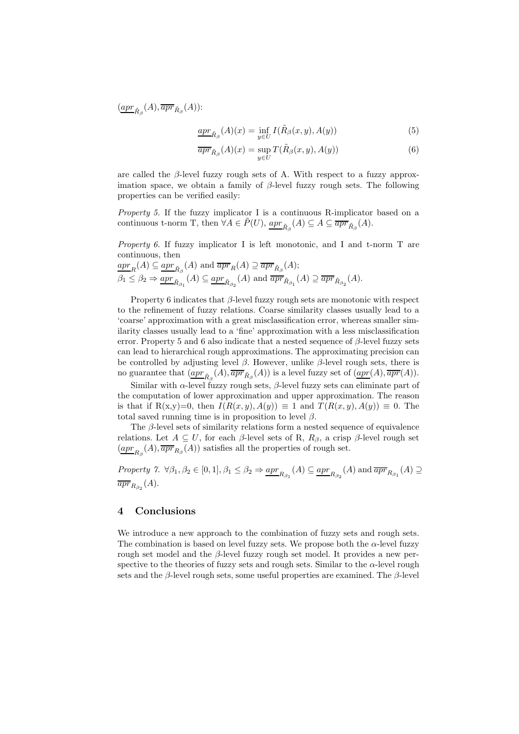$(\underline{apr}_{\tilde{R}_\beta}(A), \overline{apr}_{\tilde{R}_\beta}(A))$:

$$\underline{apr}_{\tilde{R}_\beta}(A)(x) = \inf_{y \in U} I(\tilde{R}_\beta(x, y), A(y)) \tag{5}$$

$$\overline{apr}_{\tilde{R}_\beta}(A)(x) = \sup_{y \in U} T(\tilde{R}_\beta(x, y), A(y)) \tag{6}$$

are called the $\beta$-level fuzzy rough sets of A. With respect to a fuzzy approximation space, we obtain a family of $\beta$-level fuzzy rough sets. The following properties can be verified easily:

*Property 5.* If the fuzzy implicator I is a continuous R-implicator based on a continuous t-norm T, then $\forall A \in \tilde{P}(U)$, $\underline{apr}_{\tilde{R}_\beta}(A) \subseteq A \subseteq \overline{apr}_{\tilde{R}_\beta}(A)$.

*Property 6.* If fuzzy implicator I is left monotonic, and I and t-norm T are continuous, then
$\underline{apr}_R(A) \subseteq \underline{apr}_{\tilde{R}_\beta}(A)$ and $\overline{apr}_R(A) \supseteq \overline{apr}_{\tilde{R}_\beta}(A)$;
$\beta_1 \leq \beta_2 \Rightarrow \underline{apr}_{\tilde{R}_{\beta_1}}(A) \subseteq \underline{apr}_{\tilde{R}_{\beta_2}}(A)$ and $\overline{apr}_{\tilde{R}_{\beta_1}}(A) \supseteq \overline{apr}_{\tilde{R}_{\beta_2}}(A)$.

Property 6 indicates that $\beta$-level fuzzy rough sets are monotonic with respect to the refinement of fuzzy relations. Coarse similarity classes usually lead to a 'coarse' approximation with a great misclassification error, whereas smaller similarity classes usually lead to a 'fine' approximation with a less misclassification error. Property 5 and 6 also indicate that a nested sequence of $\beta$-level fuzzy sets can lead to hierarchical rough approximations. The approximating precision can be controlled by adjusting level $\beta$. However, unlike $\beta$-level rough sets, there is no guarantee that $(\underline{apr}_{\tilde{R}_\beta}(A), \overline{apr}_{\tilde{R}_\beta}(A))$ is a level fuzzy set of $(\underline{apr}(A), \overline{apr}(A))$.

Similar with $\alpha$-level fuzzy rough sets, $\beta$-level fuzzy sets can eliminate part of the computation of lower approximation and upper approximation. The reason is that if R(x,y)=0, then $I(R(x, y), A(y)) \equiv 1$ and $T(R(x, y), A(y)) \equiv 0$. The total saved running time is in proposition to level $\beta$.

The $\beta$-level sets of similarity relations form a nested sequence of equivalence relations. Let $A \subseteq U$, for each $\beta$-level sets of R, $R_\beta$, a crisp $\beta$-level rough set $(\underline{apr}_{R_\beta}(A), \overline{apr}_{R_\beta}(A))$ satisfies all the properties of rough set.

*Property 7.* $\forall \beta_1, \beta_2 \in [0, 1], \beta_1 \leq \beta_2 \Rightarrow \underline{apr}_{R_{\beta_1}}(A) \subseteq \underline{apr}_{R_{\beta_2}}(A)$ and $\overline{apr}_{R_{\beta_1}}(A) \supseteq \overline{apr}_{R_{\beta_2}}(A)$.

## 4 Conclusions

We introduce a new approach to the combination of fuzzy sets and rough sets. The combination is based on level fuzzy sets. We propose both the $\alpha$-level fuzzy rough set model and the $\beta$-level fuzzy rough set model. It provides a new perspective to the theories of fuzzy sets and rough sets. Similar to the $\alpha$-level rough sets and the $\beta$-level rough sets, some useful properties are examined. The $\beta$-level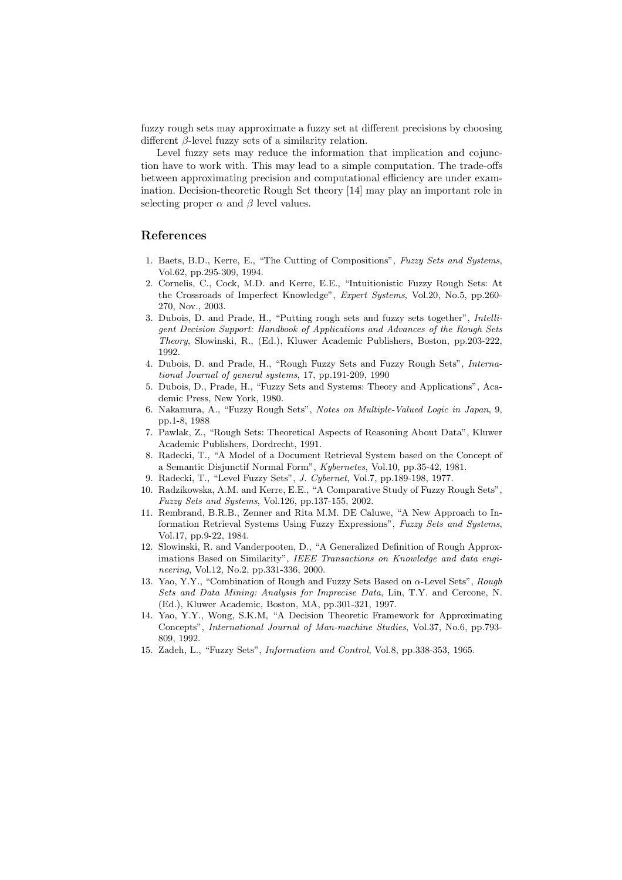fuzzy rough sets may approximate a fuzzy set at different precisions by choosing different $\beta$-level fuzzy sets of a similarity relation.

Level fuzzy sets may reduce the information that implication and cojunction have to work with. This may lead to a simple computation. The trade-offs between approximating precision and computational efficiency are under examination. Decision-theoretic Rough Set theory [14] may play an important role in selecting proper $\alpha$ and $\beta$ level values.

## References

1. Baets, B.D., Kerre, E., "The Cutting of Compositions", *Fuzzy Sets and Systems*, Vol.62, pp.295-309, 1994.
2. Cornelis, C., Cock, M.D. and Kerre, E.E., "Intuitionistic Fuzzy Rough Sets: At the Crossroads of Imperfect Knowledge", *Expert Systems*, Vol.20, No.5, pp.260-270, Nov., 2003.
3. Dubois, D. and Prade, H., "Putting rough sets and fuzzy sets together", *Intelligent Decision Support: Handbook of Applications and Advances of the Rough Sets Theory*, Slowinski, R., (Ed.), Kluwer Academic Publishers, Boston, pp.203-222, 1992.
4. Dubois, D. and Prade, H., "Rough Fuzzy Sets and Fuzzy Rough Sets", *International Journal of general systems*, 17, pp.191-209, 1990
5. Dubois, D., Prade, H., "Fuzzy Sets and Systems: Theory and Applications", Academic Press, New York, 1980.
6. Nakamura, A., "Fuzzy Rough Sets", *Notes on Multiple-Valued Logic in Japan*, 9, pp.1-8, 1988
7. Pawlak, Z., "Rough Sets: Theoretical Aspects of Reasoning About Data", Kluwer Academic Publishers, Dordrecht, 1991.
8. Radecki, T., "A Model of a Document Retrieval System based on the Concept of a Semantic Disjunctif Normal Form", *Kybernetes*, Vol.10, pp.35-42, 1981.
9. Radecki, T., "Level Fuzzy Sets", *J. Cybernet*, Vol.7, pp.189-198, 1977.
10. Radzikowska, A.M. and Kerre, E.E., "A Comparative Study of Fuzzy Rough Sets", *Fuzzy Sets and Systems*, Vol.126, pp.137-155, 2002.
11. Rembrand, B.R.B., Zenner and Rita M.M. DE Caluwe, "A New Approach to Information Retrieval Systems Using Fuzzy Expressions", *Fuzzy Sets and Systems*, Vol.17, pp.9-22, 1984.
12. Slowinski, R. and Vanderpooten, D., "A Generalized Definition of Rough Approximations Based on Similarity", *IEEE Transactions on Knowledge and data engineering*, Vol.12, No.2, pp.331-336, 2000.
13. Yao, Y.Y., "Combination of Rough and Fuzzy Sets Based on $\alpha$-Level Sets", *Rough Sets and Data Mining: Analysis for Imprecise Data*, Lin, T.Y. and Cercone, N. (Ed.), Kluwer Academic, Boston, MA, pp.301-321, 1997.
14. Yao, Y.Y., Wong, S.K.M, "A Decision Theoretic Framework for Approximating Concepts", *International Journal of Man-machine Studies*, Vol.37, No.6, pp.793-809, 1992.
15. Zadeh, L., "Fuzzy Sets", *Information and Control*, Vol.8, pp.338-353, 1965.